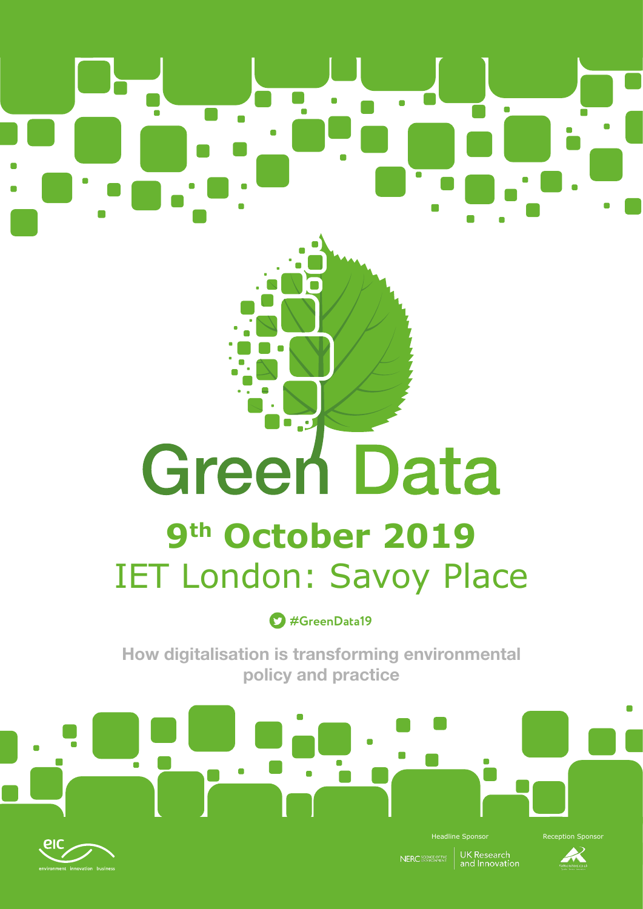# Green Data

## 9th October 2019

## IET London: Savoy Place

#GreenData19

**How digitalisation is transforming environmental policy and practice**

Headline Sponsor

NERC Science of the Environment | UK Research and Innovation

Reception Sponsor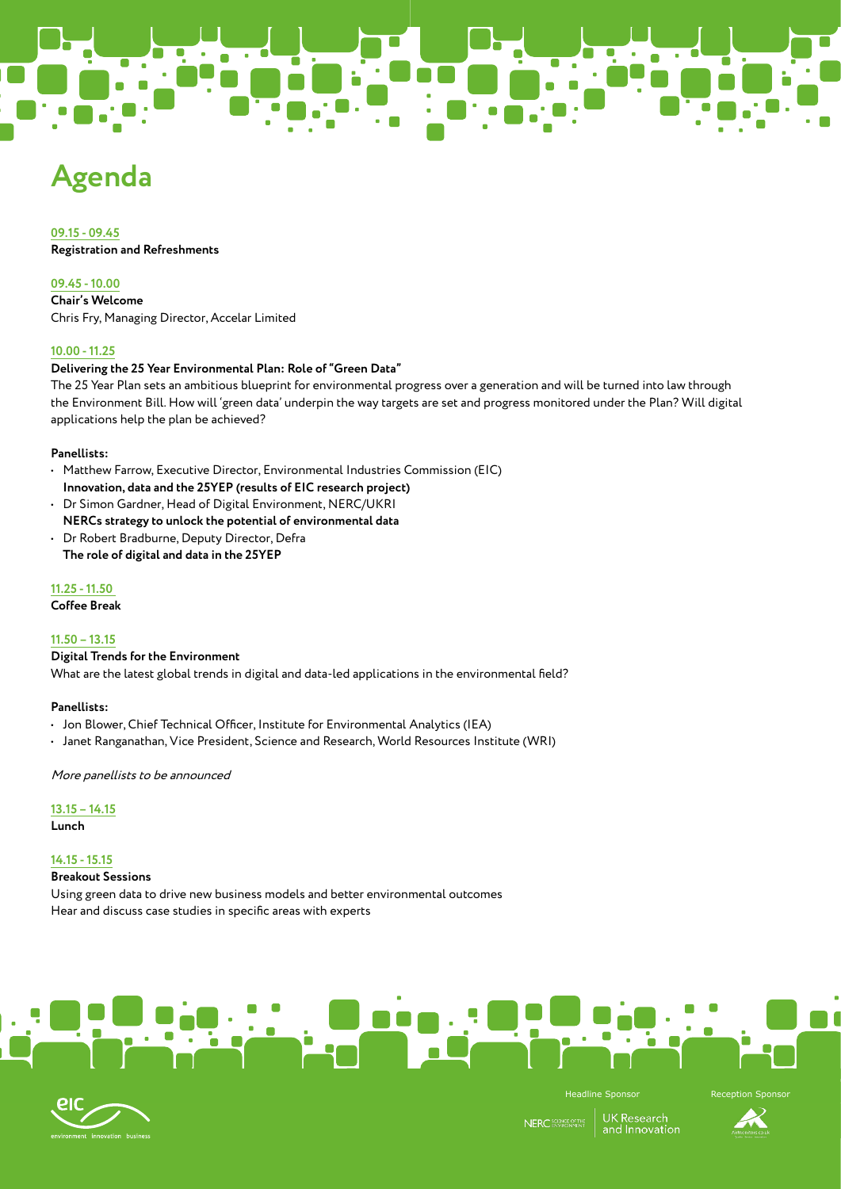# Agenda

**09.15 - 09.45**
**Registration and Refreshments**

**09.45 - 10.00**
**Chair's Welcome**
Chris Fry, Managing Director, Accelar Limited

**10.00 - 11.25**
**Delivering the 25 Year Environmental Plan: Role of "Green Data"**
The 25 Year Plan sets an ambitious blueprint for environmental progress over a generation and will be turned into law through the Environment Bill. How will 'green data' underpin the way targets are set and progress monitored under the Plan? Will digital applications help the plan be achieved?

**Panellists:**

- Matthew Farrow, Executive Director, Environmental Industries Commission (EIC)
  **Innovation, data and the 25YEP (results of EIC research project)**
- Dr Simon Gardner, Head of Digital Environment, NERC/UKRI
  **NERCs strategy to unlock the potential of environmental data**
- Dr Robert Bradburne, Deputy Director, Defra
  **The role of digital and data in the 25YEP**

**11.25 - 11.50**
**Coffee Break**

**11.50 – 13.15**
**Digital Trends for the Environment**
What are the latest global trends in digital and data-led applications in the environmental field?

**Panellists:**

- Jon Blower, Chief Technical Officer, Institute for Environmental Analytics (IEA)
- Janet Ranganathan, Vice President, Science and Research, World Resources Institute (WRI)

*More panellists to be announced*

**13.15 – 14.15**
**Lunch**

**14.15 - 15.15**
**Breakout Sessions**
Using green data to drive new business models and better environmental outcomes
Hear and discuss case studies in specific areas with experts

eic environment innovation business

Headline Sponsor
NERC SCIENCE OF THE ENVIRONMENT | UK Research and Innovation

Reception Sponsor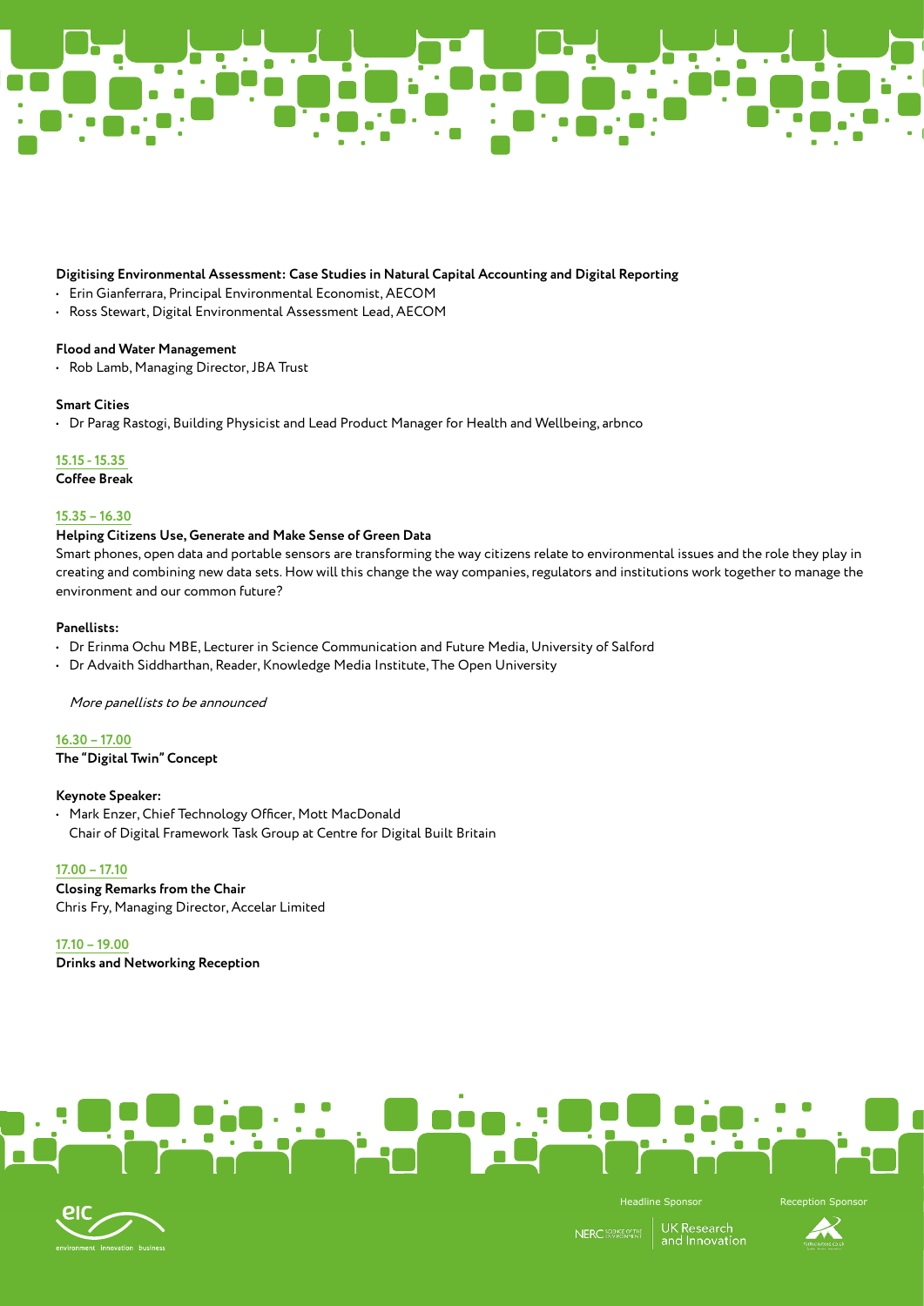**Digitising Environmental Assessment: Case Studies in Natural Capital Accounting and Digital Reporting**

- Erin Gianferrara, Principal Environmental Economist, AECOM
- Ross Stewart, Digital Environmental Assessment Lead, AECOM

**Flood and Water Management**

- Rob Lamb, Managing Director, JBA Trust

**Smart Cities**

- Dr Parag Rastogi, Building Physicist and Lead Product Manager for Health and Wellbeing, arbnco

**15.15 - 15.35**

**Coffee Break**

**15.35 – 16.30**

**Helping Citizens Use, Generate and Make Sense of Green Data**

Smart phones, open data and portable sensors are transforming the way citizens relate to environmental issues and the role they play in creating and combining new data sets. How will this change the way companies, regulators and institutions work together to manage the environment and our common future?

**Panellists:**

- Dr Erinma Ochu MBE, Lecturer in Science Communication and Future Media, University of Salford
- Dr Advaith Siddharthan, Reader, Knowledge Media Institute, The Open University

*More panellists to be announced*

**16.30 – 17.00**

**The "Digital Twin" Concept**

**Keynote Speaker:**

- Mark Enzer, Chief Technology Officer, Mott MacDonald
  Chair of Digital Framework Task Group at Centre for Digital Built Britain

**17.00 – 17.10**

**Closing Remarks from the Chair**

Chris Fry, Managing Director, Accelar Limited

**17.10 – 19.00**

**Drinks and Networking Reception**

Headline Sponsor

Reception Sponsor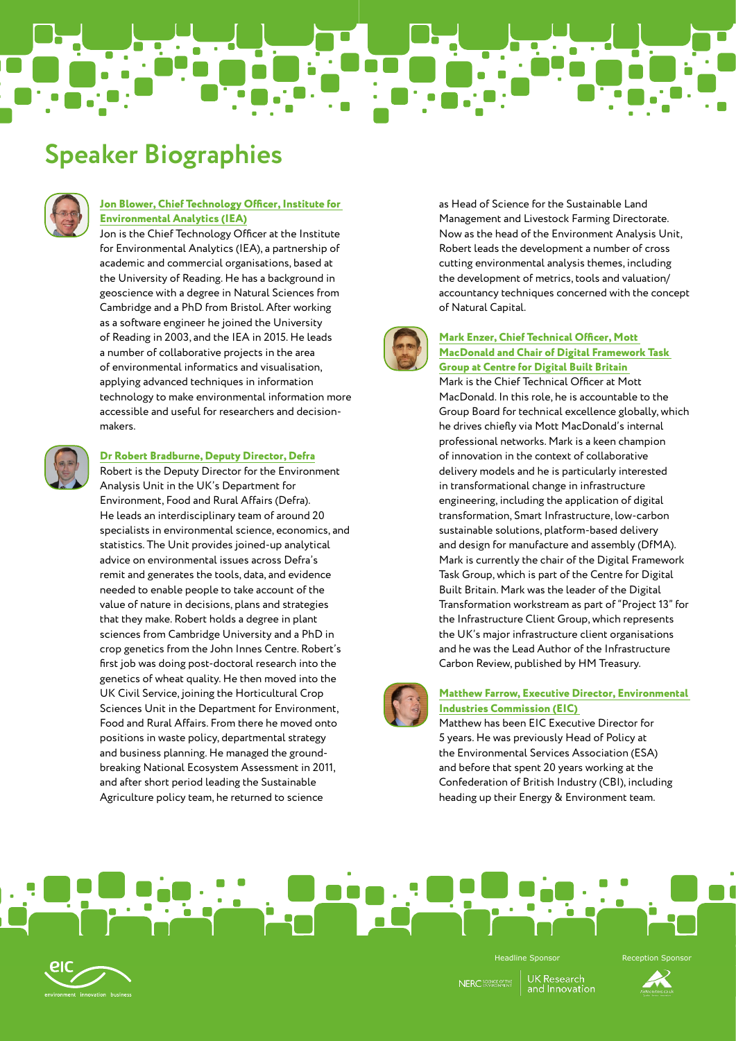# Speaker Biographies

### Jon Blower, Chief Technology Officer, Institute for Environmental Analytics (IEA)

Jon is the Chief Technology Officer at the Institute for Environmental Analytics (IEA), a partnership of academic and commercial organisations, based at the University of Reading. He has a background in geoscience with a degree in Natural Sciences from Cambridge and a PhD from Bristol. After working as a software engineer he joined the University of Reading in 2003, and the IEA in 2015. He leads a number of collaborative projects in the area of environmental informatics and visualisation, applying advanced techniques in information technology to make environmental information more accessible and useful for researchers and decision-makers.

### Dr Robert Bradburne, Deputy Director, Defra

Robert is the Deputy Director for the Environment Analysis Unit in the UK's Department for Environment, Food and Rural Affairs (Defra). He leads an interdisciplinary team of around 20 specialists in environmental science, economics, and statistics. The Unit provides joined-up analytical advice on environmental issues across Defra's remit and generates the tools, data, and evidence needed to enable people to take account of the value of nature in decisions, plans and strategies that they make. Robert holds a degree in plant sciences from Cambridge University and a PhD in crop genetics from the John Innes Centre. Robert's first job was doing post-doctoral research into the genetics of wheat quality. He then moved into the UK Civil Service, joining the Horticultural Crop Sciences Unit in the Department for Environment, Food and Rural Affairs. From there he moved onto positions in waste policy, departmental strategy and business planning. He managed the ground-breaking National Ecosystem Assessment in 2011, and after short period leading the Sustainable Agriculture policy team, he returned to science as Head of Science for the Sustainable Land Management and Livestock Farming Directorate. Now as the head of the Environment Analysis Unit, Robert leads the development a number of cross cutting environmental analysis themes, including the development of metrics, tools and valuation/accountancy techniques concerned with the concept of Natural Capital.

### Mark Enzer, Chief Technical Officer, Mott MacDonald and Chair of Digital Framework Task Group at Centre for Digital Built Britain

Mark is the Chief Technical Officer at Mott MacDonald. In this role, he is accountable to the Group Board for technical excellence globally, which he drives chiefly via Mott MacDonald's internal professional networks. Mark is a keen champion of innovation in the context of collaborative delivery models and he is particularly interested in transformational change in infrastructure engineering, including the application of digital transformation, Smart Infrastructure, low-carbon sustainable solutions, platform-based delivery and design for manufacture and assembly (DfMA). Mark is currently the chair of the Digital Framework Task Group, which is part of the Centre for Digital Built Britain. Mark was the leader of the Digital Transformation workstream as part of "Project 13" for the Infrastructure Client Group, which represents the UK's major infrastructure client organisations and he was the Lead Author of the Infrastructure Carbon Review, published by HM Treasury.

### Matthew Farrow, Executive Director, Environmental Industries Commission (EIC)

Matthew has been EIC Executive Director for 5 years. He was previously Head of Policy at the Environmental Services Association (ESA) and before that spent 20 years working at the Confederation of British Industry (CBI), including heading up their Energy & Environment team.

Headline Sponsor: NERC / UK Research and Innovation

Reception Sponsor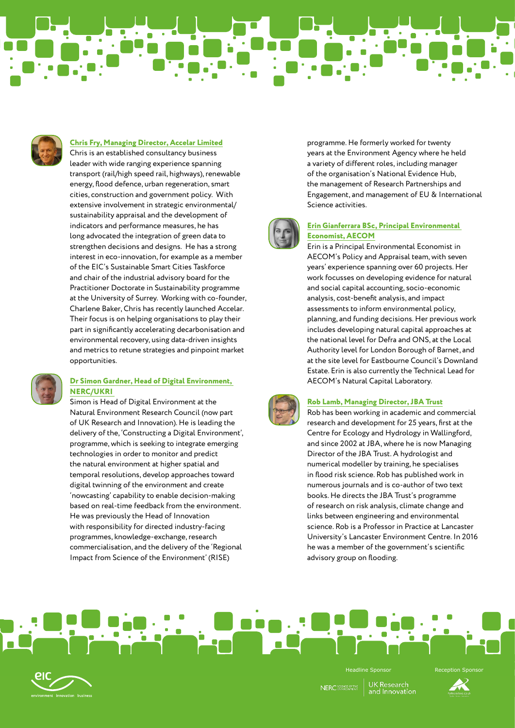### Chris Fry, Managing Director, Accelar Limited

Chris is an established consultancy business leader with wide ranging experience spanning transport (rail/high speed rail, highways), renewable energy, flood defence, urban regeneration, smart cities, construction and government policy. With extensive involvement in strategic environmental/sustainability appraisal and the development of indicators and performance measures, he has long advocated the integration of green data to strengthen decisions and designs. He has a strong interest in eco-innovation, for example as a member of the EIC's Sustainable Smart Cities Taskforce and chair of the industrial advisory board for the Practitioner Doctorate in Sustainability programme at the University of Surrey. Working with co-founder, Charlene Baker, Chris has recently launched Accelar. Their focus is on helping organisations to play their part in significantly accelerating decarbonisation and environmental recovery, using data-driven insights and metrics to retune strategies and pinpoint market opportunities.

### Dr Simon Gardner, Head of Digital Environment, NERC/UKRI

Simon is Head of Digital Environment at the Natural Environment Research Council (now part of UK Research and Innovation). He is leading the delivery of the, 'Constructing a Digital Environment', programme, which is seeking to integrate emerging technologies in order to monitor and predict the natural environment at higher spatial and temporal resolutions, develop approaches toward digital twinning of the environment and create 'nowcasting' capability to enable decision-making based on real-time feedback from the environment. He was previously the Head of Innovation with responsibility for directed industry-facing programmes, knowledge-exchange, research commercialisation, and the delivery of the 'Regional Impact from Science of the Environment' (RISE) programme. He formerly worked for twenty years at the Environment Agency where he held a variety of different roles, including manager of the organisation's National Evidence Hub, the management of Research Partnerships and Engagement, and management of EU & International Science activities.

### Erin Gianferrara BSc, Principal Environmental Economist, AECOM

Erin is a Principal Environmental Economist in AECOM's Policy and Appraisal team, with seven years' experience spanning over 60 projects. Her work focusses on developing evidence for natural and social capital accounting, socio-economic analysis, cost-benefit analysis, and impact assessments to inform environmental policy, planning, and funding decisions. Her previous work includes developing natural capital approaches at the national level for Defra and ONS, at the Local Authority level for London Borough of Barnet, and at the site level for Eastbourne Council's Downland Estate. Erin is also currently the Technical Lead for AECOM's Natural Capital Laboratory.

### Rob Lamb, Managing Director, JBA Trust

Rob has been working in academic and commercial research and development for 25 years, first at the Centre for Ecology and Hydrology in Wallingford, and since 2002 at JBA, where he is now Managing Director of the JBA Trust. A hydrologist and numerical modeller by training, he specialises in flood risk science. Rob has published work in numerous journals and is co-author of two text books. He directs the JBA Trust's programme of research on risk analysis, climate change and links between engineering and environmental science. Rob is a Professor in Practice at Lancaster University's Lancaster Environment Centre. In 2016 he was a member of the government's scientific advisory group on flooding.

Headline Sponsor

Reception Sponsor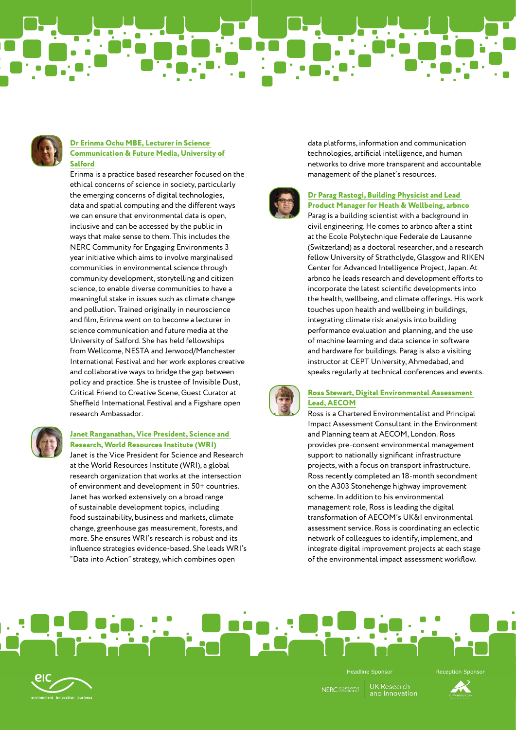### Dr Erinma Ochu MBE, Lecturer in Science Communication & Future Media, University of Salford

Erinma is a practice based researcher focused on the ethical concerns of science in society, particularly the emerging concerns of digital technologies, data and spatial computing and the different ways we can ensure that environmental data is open, inclusive and can be accessed by the public in ways that make sense to them. This includes the NERC Community for Engaging Environments 3 year initiative which aims to involve marginalised communities in environmental science through community development, storytelling and citizen science, to enable diverse communities to have a meaningful stake in issues such as climate change and pollution. Trained originally in neuroscience and film, Erinma went on to become a lecturer in science communication and future media at the University of Salford. She has held fellowships from Wellcome, NESTA and Jerwood/Manchester International Festival and her work explores creative and collaborative ways to bridge the gap between policy and practice. She is trustee of Invisible Dust, Critical Friend to Creative Scene, Guest Curator at Sheffield International Festival and a Figshare open research Ambassador.

### Janet Ranganathan, Vice President, Science and Research, World Resources Institute (WRI)

Janet is the Vice President for Science and Research at the World Resources Institute (WRI), a global research organization that works at the intersection of environment and development in 50+ countries. Janet has worked extensively on a broad range of sustainable development topics, including food sustainability, business and markets, climate change, greenhouse gas measurement, forests, and more. She ensures WRI's research is robust and its influence strategies evidence-based. She leads WRI's "Data into Action" strategy, which combines open data platforms, information and communication technologies, artificial intelligence, and human networks to drive more transparent and accountable management of the planet's resources.

### Dr Parag Rastogi, Building Physicist and Lead Product Manager for Heath & Wellbeing, arbnco

Parag is a building scientist with a background in civil engineering. He comes to arbnco after a stint at the Ecole Polytechnique Federale de Lausanne (Switzerland) as a doctoral researcher, and a research fellow University of Strathclyde, Glasgow and RIKEN Center for Advanced Intelligence Project, Japan. At arbnco he leads research and development efforts to incorporate the latest scientific developments into the health, wellbeing, and climate offerings. His work touches upon health and wellbeing in buildings, integrating climate risk analysis into building performance evaluation and planning, and the use of machine learning and data science in software and hardware for buildings. Parag is also a visiting instructor at CEPT University, Ahmedabad, and speaks regularly at technical conferences and events.

### Ross Stewart, Digital Environmental Assessment Lead, AECOM

Ross is a Chartered Environmentalist and Principal Impact Assessment Consultant in the Environment and Planning team at AECOM, London. Ross provides pre-consent environmental management support to nationally significant infrastructure projects, with a focus on transport infrastructure. Ross recently completed an 18-month secondment on the A303 Stonehenge highway improvement scheme. In addition to his environmental management role, Ross is leading the digital transformation of AECOM's UK&I environmental assessment service. Ross is coordinating an eclectic network of colleagues to identify, implement, and integrate digital improvement projects at each stage of the environmental impact assessment workflow.

Headline Sponsor

Reception Sponsor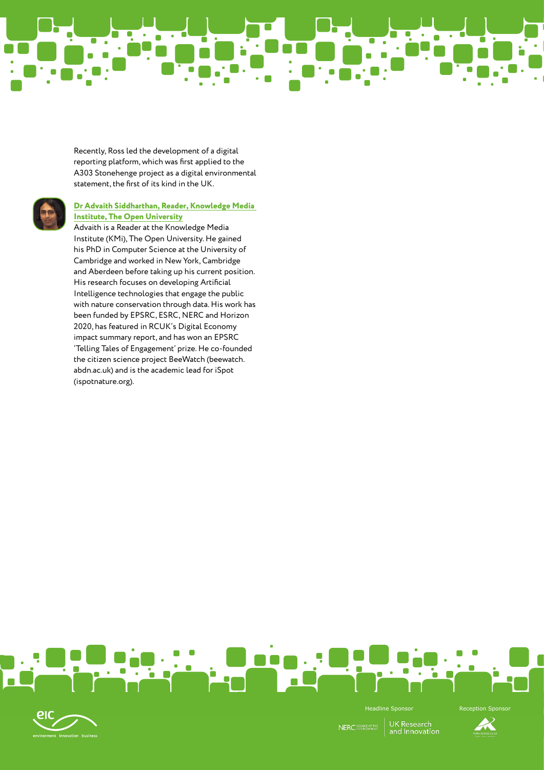Recently, Ross led the development of a digital reporting platform, which was first applied to the A303 Stonehenge project as a digital environmental statement, the first of its kind in the UK.

**Dr Advaith Siddharthan, Reader, Knowledge Media Institute, The Open University**

Advaith is a Reader at the Knowledge Media Institute (KMi), The Open University. He gained his PhD in Computer Science at the University of Cambridge and worked in New York, Cambridge and Aberdeen before taking up his current position. His research focuses on developing Artificial Intelligence technologies that engage the public with nature conservation through data. His work has been funded by EPSRC, ESRC, NERC and Horizon 2020, has featured in RCUK's Digital Economy impact summary report, and has won an EPSRC 'Telling Tales of Engagement' prize. He co-founded the citizen science project BeeWatch (beewatch.abdn.ac.uk) and is the academic lead for iSpot (ispotnature.org).

Headline Sponsor

Reception Sponsor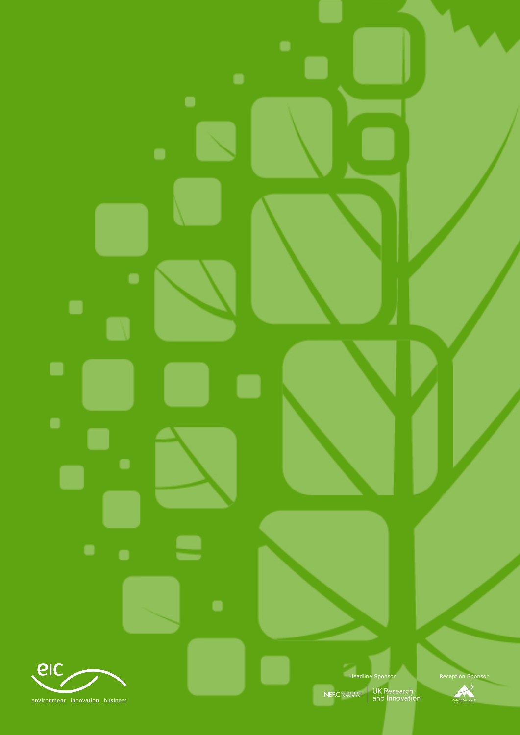environment innovation business

Headline Sponsor

NERC

UK Research and Innovation

Reception Sponsor